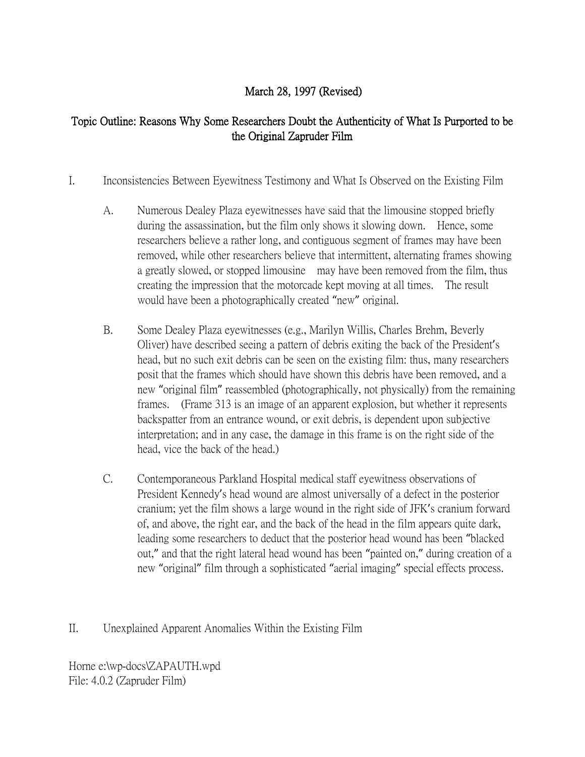March 28, 1997 (Revised)

## Topic Outline: Reasons Why Some Researchers Doubt the Authenticity of What Is Purported to be the Original Zapruder Film

I. Inconsistencies Between Eyewitness Testimony and What Is Observed on the Existing Film

A. Numerous Dealey Plaza eyewitnesses have said that the limousine stopped briefly during the assassination, but the film only shows it slowing down. Hence, some researchers believe a rather long, and contiguous segment of frames may have been removed, while other researchers believe that intermittent, alternating frames showing a greatly slowed, or stopped limousine may have been removed from the film, thus creating the impression that the motorcade kept moving at all times. The result would have been a photographically created "new" original.

B. Some Dealey Plaza eyewitnesses (e.g., Marilyn Willis, Charles Brehm, Beverly Oliver) have described seeing a pattern of debris exiting the back of the President's head, but no such exit debris can be seen on the existing film: thus, many researchers posit that the frames which should have shown this debris have been removed, and a new "original film" reassembled (photographically, not physically) from the remaining frames. (Frame 313 is an image of an apparent explosion, but whether it represents backspatter from an entrance wound, or exit debris, is dependent upon subjective interpretation; and in any case, the damage in this frame is on the right side of the head, vice the back of the head.)

C. Contemporaneous Parkland Hospital medical staff eyewitness observations of President Kennedy's head wound are almost universally of a defect in the posterior cranium; yet the film shows a large wound in the right side of JFK's cranium forward of, and above, the right ear, and the back of the head in the film appears quite dark, leading some researchers to deduct that the posterior head wound has been "blacked out," and that the right lateral head wound has been "painted on," during creation of a new "original" film through a sophisticated "aerial imaging" special effects process.

II. Unexplained Apparent Anomalies Within the Existing Film

Horne e:\wp-docs\ZAPAUTH.wpd
File: 4.0.2 (Zapruder Film)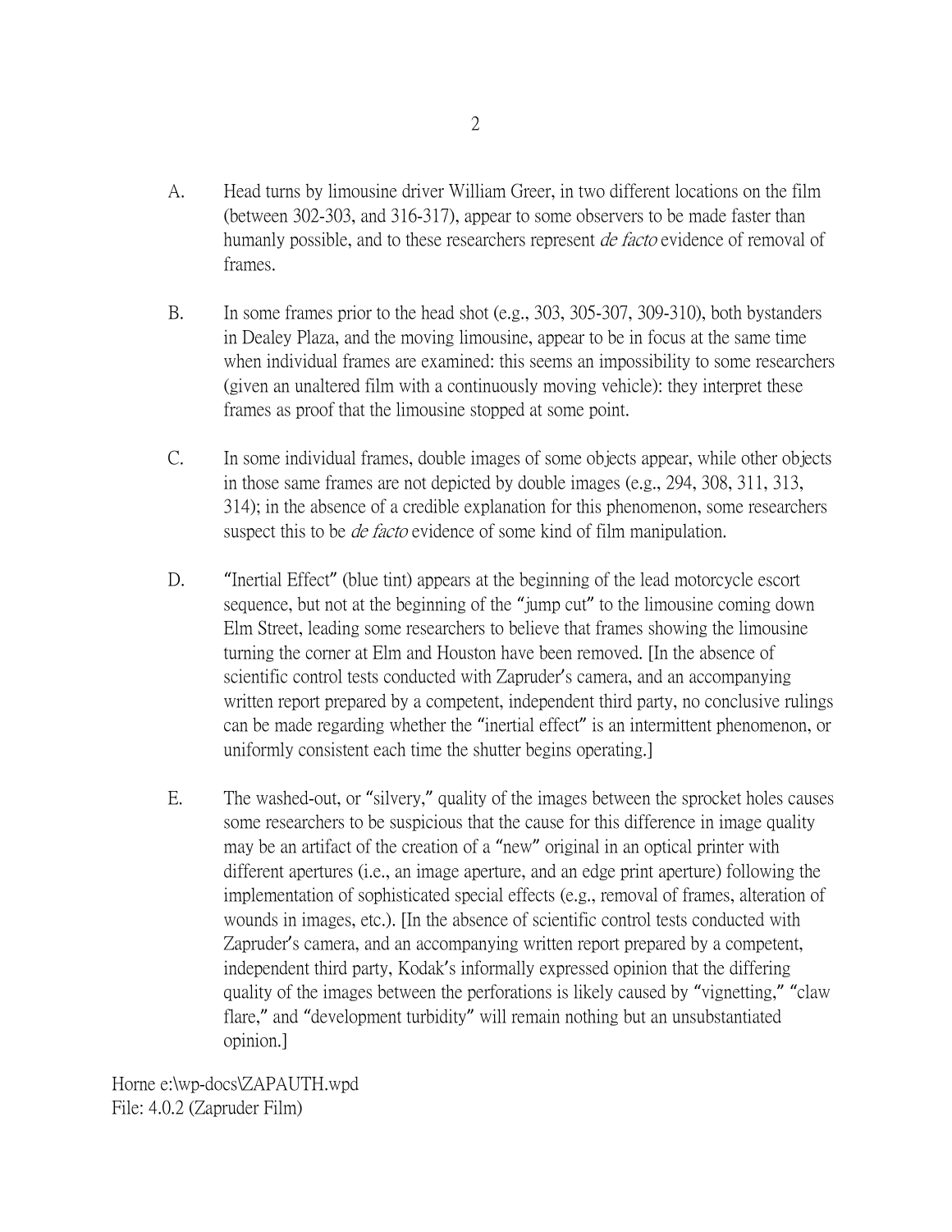A. Head turns by limousine driver William Greer, in two different locations on the film (between 302-303, and 316-317), appear to some observers to be made faster than humanly possible, and to these researchers represent *de facto* evidence of removal of frames.

B. In some frames prior to the head shot (e.g., 303, 305-307, 309-310), both bystanders in Dealey Plaza, and the moving limousine, appear to be in focus at the same time when individual frames are examined: this seems an impossibility to some researchers (given an unaltered film with a continuously moving vehicle): they interpret these frames as proof that the limousine stopped at some point.

C. In some individual frames, double images of some objects appear, while other objects in those same frames are not depicted by double images (e.g., 294, 308, 311, 313, 314); in the absence of a credible explanation for this phenomenon, some researchers suspect this to be *de facto* evidence of some kind of film manipulation.

D. "Inertial Effect" (blue tint) appears at the beginning of the lead motorcycle escort sequence, but not at the beginning of the "jump cut" to the limousine coming down Elm Street, leading some researchers to believe that frames showing the limousine turning the corner at Elm and Houston have been removed. [In the absence of scientific control tests conducted with Zapruder's camera, and an accompanying written report prepared by a competent, independent third party, no conclusive rulings can be made regarding whether the "inertial effect" is an intermittent phenomenon, or uniformly consistent each time the shutter begins operating.]

E. The washed-out, or "silvery," quality of the images between the sprocket holes causes some researchers to be suspicious that the cause for this difference in image quality may be an artifact of the creation of a "new" original in an optical printer with different apertures (i.e., an image aperture, and an edge print aperture) following the implementation of sophisticated special effects (e.g., removal of frames, alteration of wounds in images, etc.). [In the absence of scientific control tests conducted with Zapruder's camera, and an accompanying written report prepared by a competent, independent third party, Kodak's informally expressed opinion that the differing quality of the images between the perforations is likely caused by "vignetting," "claw flare," and "development turbidity" will remain nothing but an unsubstantiated opinion.]

Horne e:\wp-docs\ZAPAUTH.wpd
File: 4.0.2 (Zapruder Film)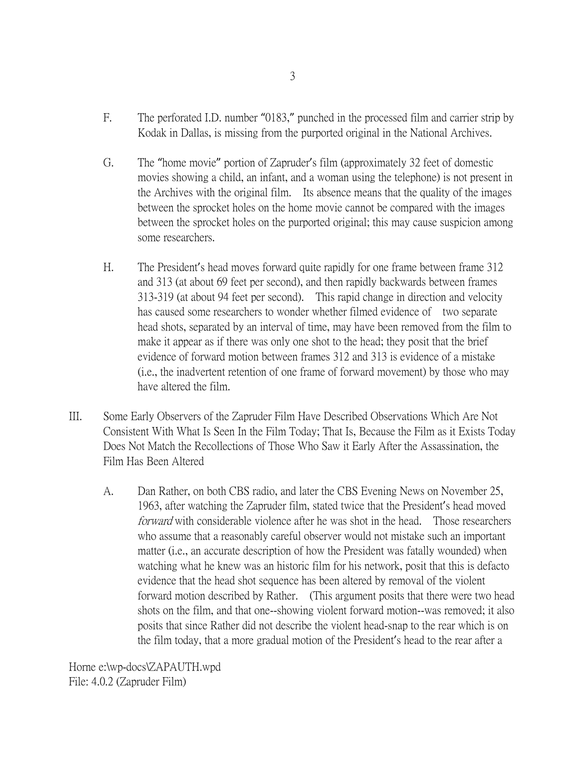F. The perforated I.D. number "0183," punched in the processed film and carrier strip by Kodak in Dallas, is missing from the purported original in the National Archives.

G. The "home movie" portion of Zapruder's film (approximately 32 feet of domestic movies showing a child, an infant, and a woman using the telephone) is not present in the Archives with the original film. Its absence means that the quality of the images between the sprocket holes on the home movie cannot be compared with the images between the sprocket holes on the purported original; this may cause suspicion among some researchers.

H. The President's head moves forward quite rapidly for one frame between frame 312 and 313 (at about 69 feet per second), and then rapidly backwards between frames 313-319 (at about 94 feet per second). This rapid change in direction and velocity has caused some researchers to wonder whether filmed evidence of two separate head shots, separated by an interval of time, may have been removed from the film to make it appear as if there was only one shot to the head; they posit that the brief evidence of forward motion between frames 312 and 313 is evidence of a mistake (i.e., the inadvertent retention of one frame of forward movement) by those who may have altered the film.

III. Some Early Observers of the Zapruder Film Have Described Observations Which Are Not Consistent With What Is Seen In the Film Today; That Is, Because the Film as it Exists Today Does Not Match the Recollections of Those Who Saw it Early After the Assassination, the Film Has Been Altered

A. Dan Rather, on both CBS radio, and later the CBS Evening News on November 25, 1963, after watching the Zapruder film, stated twice that the President's head moved *forward* with considerable violence after he was shot in the head. Those researchers who assume that a reasonably careful observer would not mistake such an important matter (i.e., an accurate description of how the President was fatally wounded) when watching what he knew was an historic film for his network, posit that this is defacto evidence that the head shot sequence has been altered by removal of the violent forward motion described by Rather. (This argument posits that there were two head shots on the film, and that one--showing violent forward motion--was removed; it also posits that since Rather did not describe the violent head-snap to the rear which is on the film today, that a more gradual motion of the President's head to the rear after a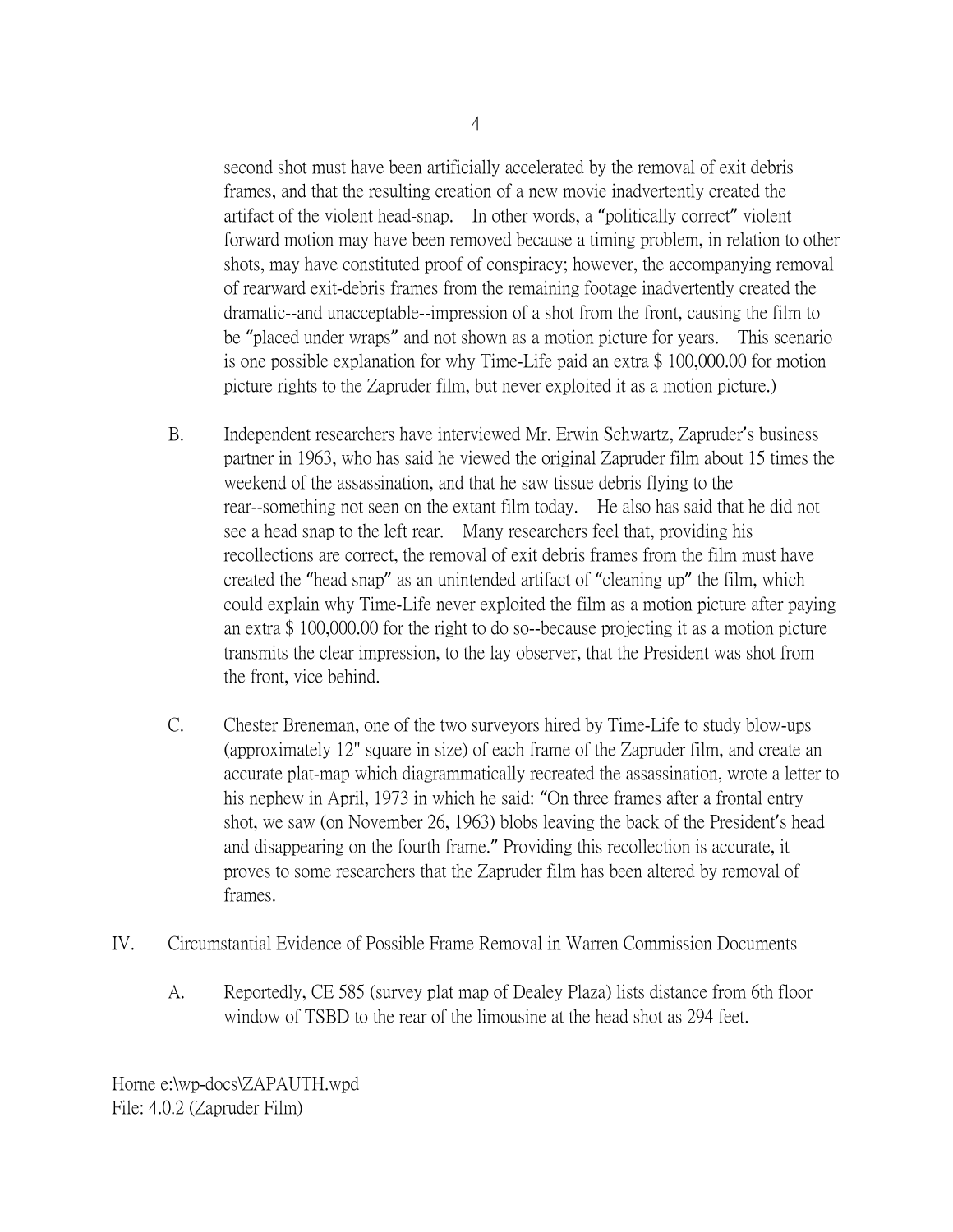second shot must have been artificially accelerated by the removal of exit debris frames, and that the resulting creation of a new movie inadvertently created the artifact of the violent head-snap. In other words, a "politically correct" violent forward motion may have been removed because a timing problem, in relation to other shots, may have constituted proof of conspiracy; however, the accompanying removal of rearward exit-debris frames from the remaining footage inadvertently created the dramatic--and unacceptable--impression of a shot from the front, causing the film to be "placed under wraps" and not shown as a motion picture for years. This scenario is one possible explanation for why Time-Life paid an extra $ 100,000.00 for motion picture rights to the Zapruder film, but never exploited it as a motion picture.)

B. Independent researchers have interviewed Mr. Erwin Schwartz, Zapruder's business partner in 1963, who has said he viewed the original Zapruder film about 15 times the weekend of the assassination, and that he saw tissue debris flying to the rear--something not seen on the extant film today. He also has said that he did not see a head snap to the left rear. Many researchers feel that, providing his recollections are correct, the removal of exit debris frames from the film must have created the "head snap" as an unintended artifact of "cleaning up" the film, which could explain why Time-Life never exploited the film as a motion picture after paying an extra $ 100,000.00 for the right to do so--because projecting it as a motion picture transmits the clear impression, to the lay observer, that the President was shot from the front, vice behind.

C. Chester Breneman, one of the two surveyors hired by Time-Life to study blow-ups (approximately 12" square in size) of each frame of the Zapruder film, and create an accurate plat-map which diagrammatically recreated the assassination, wrote a letter to his nephew in April, 1973 in which he said: "On three frames after a frontal entry shot, we saw (on November 26, 1963) blobs leaving the back of the President's head and disappearing on the fourth frame." Providing this recollection is accurate, it proves to some researchers that the Zapruder film has been altered by removal of frames.

IV. Circumstantial Evidence of Possible Frame Removal in Warren Commission Documents

A. Reportedly, CE 585 (survey plat map of Dealey Plaza) lists distance from 6th floor window of TSBD to the rear of the limousine at the head shot as 294 feet.

Horne e:\wp-docs\ZAPAUTH.wpd
File: 4.0.2 (Zapruder Film)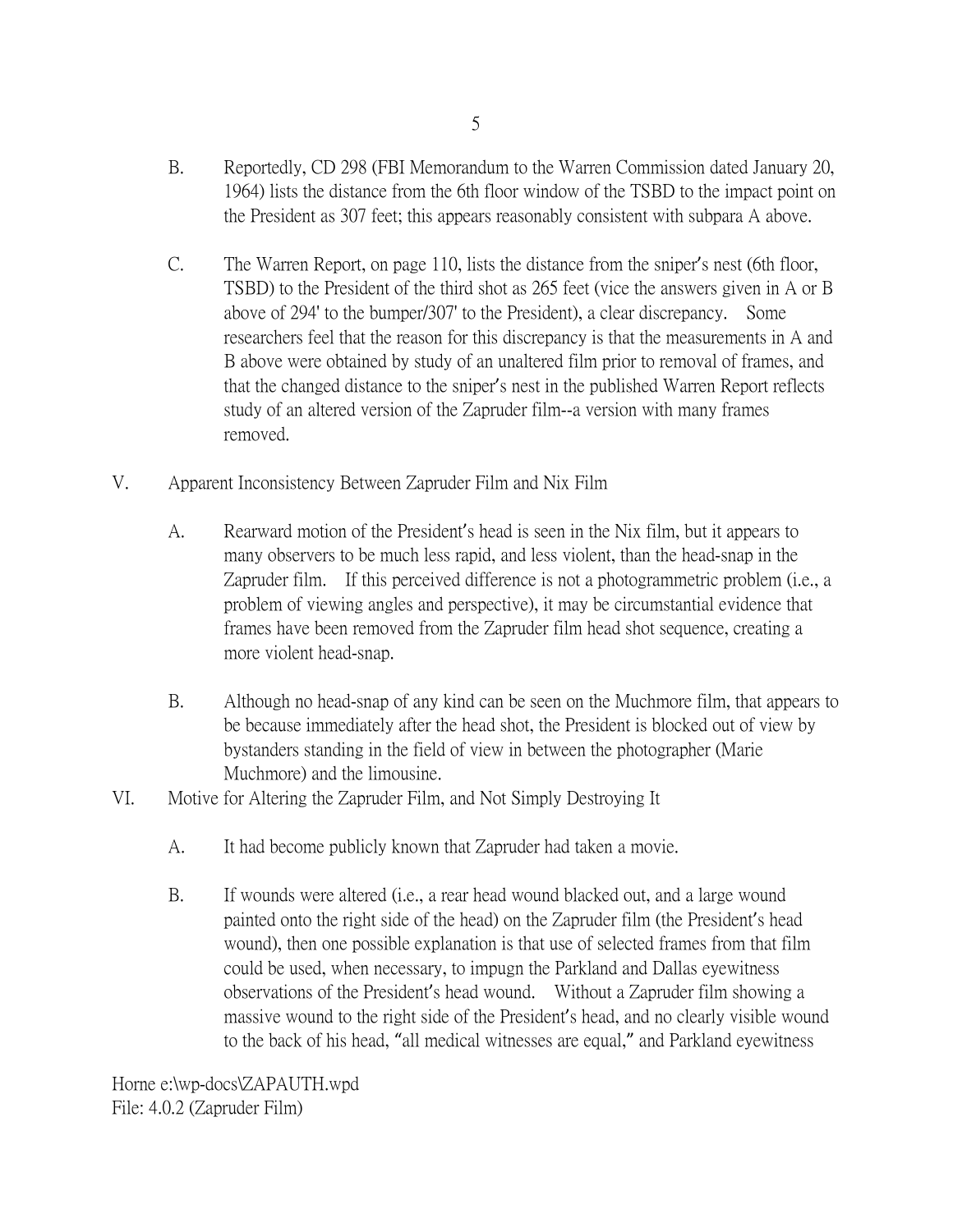B. Reportedly, CD 298 (FBI Memorandum to the Warren Commission dated January 20, 1964) lists the distance from the 6th floor window of the TSBD to the impact point on the President as 307 feet; this appears reasonably consistent with subpara A above.

C. The Warren Report, on page 110, lists the distance from the sniper's nest (6th floor, TSBD) to the President of the third shot as 265 feet (vice the answers given in A or B above of 294' to the bumper/307' to the President), a clear discrepancy. Some researchers feel that the reason for this discrepancy is that the measurements in A and B above were obtained by study of an unaltered film prior to removal of frames, and that the changed distance to the sniper's nest in the published Warren Report reflects study of an altered version of the Zapruder film--a version with many frames removed.

V. Apparent Inconsistency Between Zapruder Film and Nix Film

A. Rearward motion of the President's head is seen in the Nix film, but it appears to many observers to be much less rapid, and less violent, than the head-snap in the Zapruder film. If this perceived difference is not a photogrammetric problem (i.e., a problem of viewing angles and perspective), it may be circumstantial evidence that frames have been removed from the Zapruder film head shot sequence, creating a more violent head-snap.

B. Although no head-snap of any kind can be seen on the Muchmore film, that appears to be because immediately after the head shot, the President is blocked out of view by bystanders standing in the field of view in between the photographer (Marie Muchmore) and the limousine.

VI. Motive for Altering the Zapruder Film, and Not Simply Destroying It

A. It had become publicly known that Zapruder had taken a movie.

B. If wounds were altered (i.e., a rear head wound blacked out, and a large wound painted onto the right side of the head) on the Zapruder film (the President's head wound), then one possible explanation is that use of selected frames from that film could be used, when necessary, to impugn the Parkland and Dallas eyewitness observations of the President's head wound. Without a Zapruder film showing a massive wound to the right side of the President's head, and no clearly visible wound to the back of his head, "all medical witnesses are equal," and Parkland eyewitness

Horne e:\wp-docs\ZAPAUTH.wpd
File: 4.0.2 (Zapruder Film)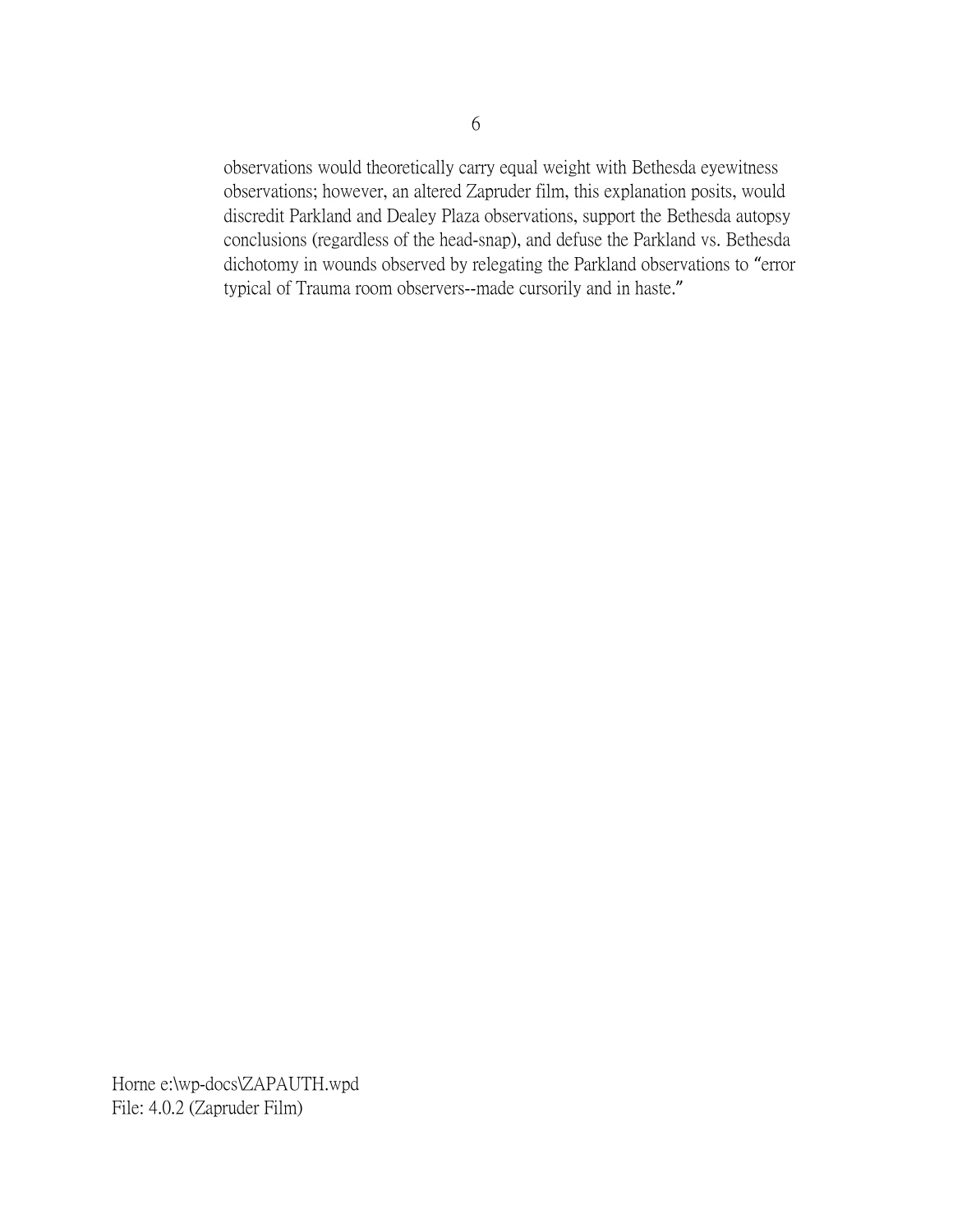observations would theoretically carry equal weight with Bethesda eyewitness observations; however, an altered Zapruder film, this explanation posits, would discredit Parkland and Dealey Plaza observations, support the Bethesda autopsy conclusions (regardless of the head-snap), and defuse the Parkland vs. Bethesda dichotomy in wounds observed by relegating the Parkland observations to "error typical of Trauma room observers--made cursorily and in haste."

Horne e:\wp-docs\ZAPAUTH.wpd
File: 4.0.2 (Zapruder Film)